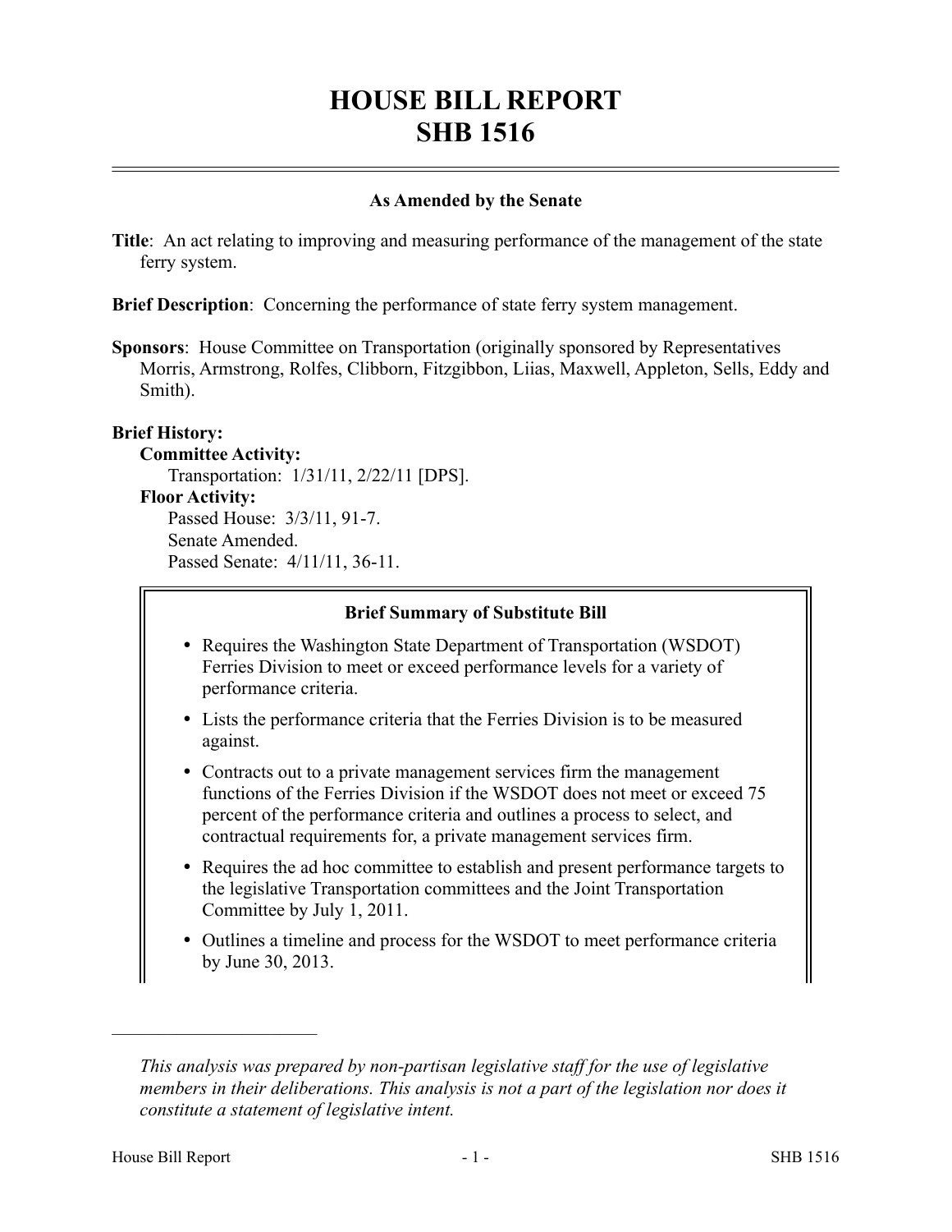# HOUSE BILL REPORT
# SHB 1516

**As Amended by the Senate**

**Title**: An act relating to improving and measuring performance of the management of the state ferry system.

**Brief Description**: Concerning the performance of state ferry system management.

**Sponsors**: House Committee on Transportation (originally sponsored by Representatives Morris, Armstrong, Rolfes, Clibborn, Fitzgibbon, Liias, Maxwell, Appleton, Sells, Eddy and Smith).

**Brief History:**

**Committee Activity:**

Transportation: 1/31/11, 2/22/11 [DPS].

**Floor Activity:**

Passed House: 3/3/11, 91-7.

Senate Amended.

Passed Senate: 4/11/11, 36-11.

**Brief Summary of Substitute Bill**

- Requires the Washington State Department of Transportation (WSDOT) Ferries Division to meet or exceed performance levels for a variety of performance criteria.
- Lists the performance criteria that the Ferries Division is to be measured against.
- Contracts out to a private management services firm the management functions of the Ferries Division if the WSDOT does not meet or exceed 75 percent of the performance criteria and outlines a process to select, and contractual requirements for, a private management services firm.
- Requires the ad hoc committee to establish and present performance targets to the legislative Transportation committees and the Joint Transportation Committee by July 1, 2011.
- Outlines a timeline and process for the WSDOT to meet performance criteria by June 30, 2013.

---

*This analysis was prepared by non-partisan legislative staff for the use of legislative members in their deliberations. This analysis is not a part of the legislation nor does it constitute a statement of legislative intent.*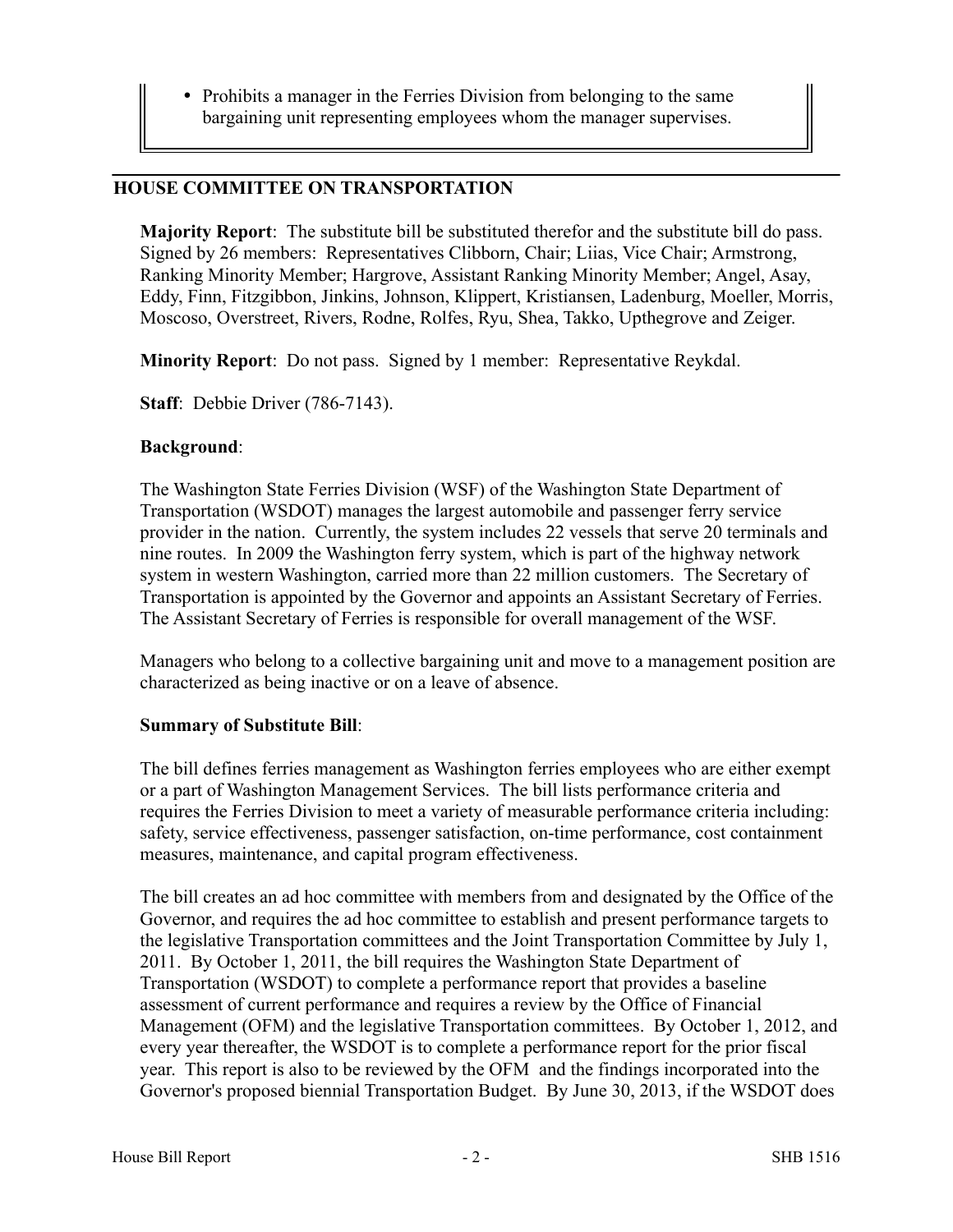- Prohibits a manager in the Ferries Division from belonging to the same bargaining unit representing employees whom the manager supervises.

## HOUSE COMMITTEE ON TRANSPORTATION

**Majority Report**: The substitute bill be substituted therefor and the substitute bill do pass. Signed by 26 members: Representatives Clibborn, Chair; Liias, Vice Chair; Armstrong, Ranking Minority Member; Hargrove, Assistant Ranking Minority Member; Angel, Asay, Eddy, Finn, Fitzgibbon, Jinkins, Johnson, Klippert, Kristiansen, Ladenburg, Moeller, Morris, Moscoso, Overstreet, Rivers, Rodne, Rolfes, Ryu, Shea, Takko, Upthegrove and Zeiger.

**Minority Report**: Do not pass. Signed by 1 member: Representative Reykdal.

**Staff**: Debbie Driver (786-7143).

**Background**:

The Washington State Ferries Division (WSF) of the Washington State Department of Transportation (WSDOT) manages the largest automobile and passenger ferry service provider in the nation. Currently, the system includes 22 vessels that serve 20 terminals and nine routes. In 2009 the Washington ferry system, which is part of the highway network system in western Washington, carried more than 22 million customers. The Secretary of Transportation is appointed by the Governor and appoints an Assistant Secretary of Ferries. The Assistant Secretary of Ferries is responsible for overall management of the WSF.

Managers who belong to a collective bargaining unit and move to a management position are characterized as being inactive or on a leave of absence.

**Summary of Substitute Bill**:

The bill defines ferries management as Washington ferries employees who are either exempt or a part of Washington Management Services. The bill lists performance criteria and requires the Ferries Division to meet a variety of measurable performance criteria including: safety, service effectiveness, passenger satisfaction, on-time performance, cost containment measures, maintenance, and capital program effectiveness.

The bill creates an ad hoc committee with members from and designated by the Office of the Governor, and requires the ad hoc committee to establish and present performance targets to the legislative Transportation committees and the Joint Transportation Committee by July 1, 2011. By October 1, 2011, the bill requires the Washington State Department of Transportation (WSDOT) to complete a performance report that provides a baseline assessment of current performance and requires a review by the Office of Financial Management (OFM) and the legislative Transportation committees. By October 1, 2012, and every year thereafter, the WSDOT is to complete a performance report for the prior fiscal year. This report is also to be reviewed by the OFM and the findings incorporated into the Governor's proposed biennial Transportation Budget. By June 30, 2013, if the WSDOT does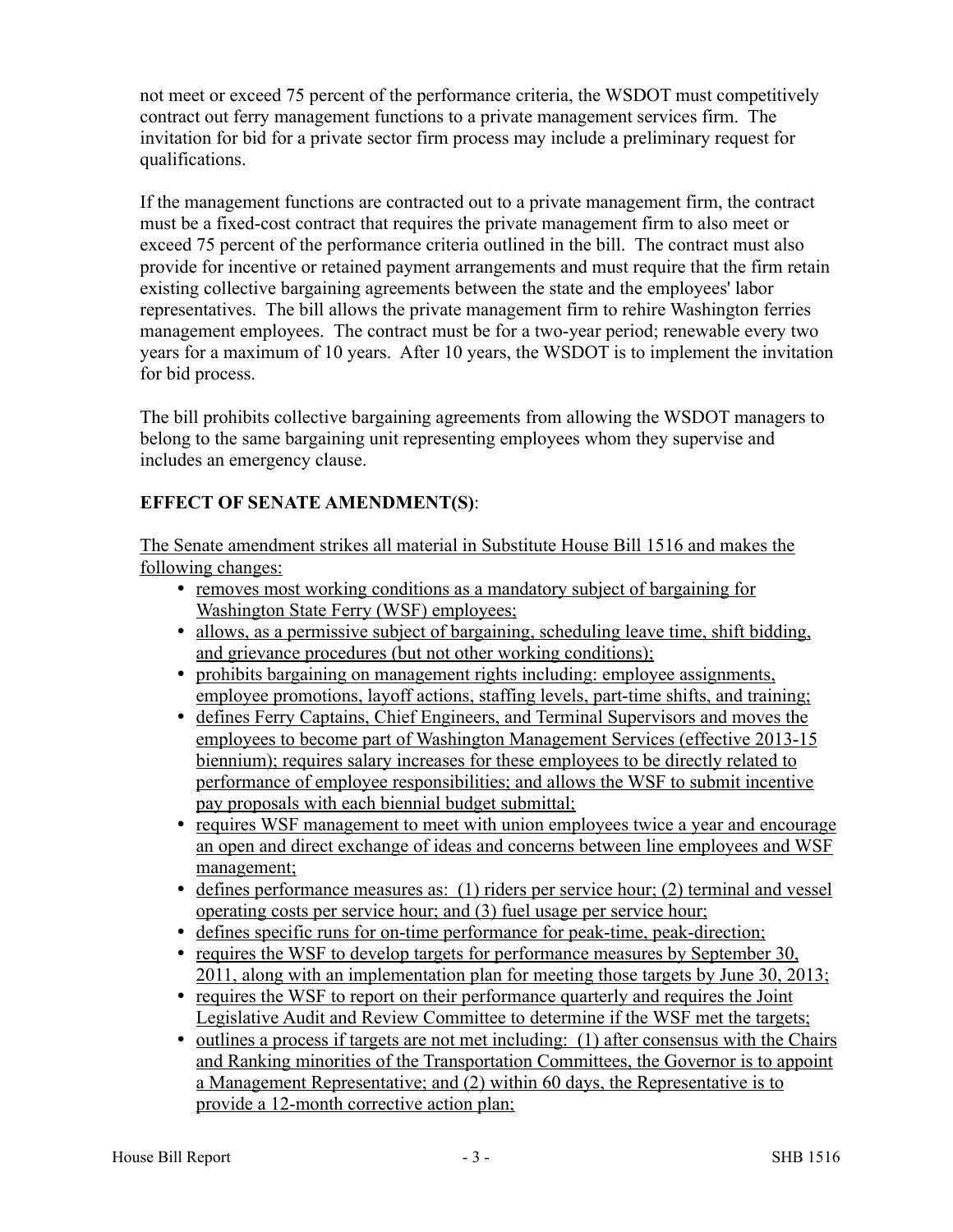not meet or exceed 75 percent of the performance criteria, the WSDOT must competitively contract out ferry management functions to a private management services firm. The invitation for bid for a private sector firm process may include a preliminary request for qualifications.

If the management functions are contracted out to a private management firm, the contract must be a fixed-cost contract that requires the private management firm to also meet or exceed 75 percent of the performance criteria outlined in the bill. The contract must also provide for incentive or retained payment arrangements and must require that the firm retain existing collective bargaining agreements between the state and the employees' labor representatives. The bill allows the private management firm to rehire Washington ferries management employees. The contract must be for a two-year period; renewable every two years for a maximum of 10 years. After 10 years, the WSDOT is to implement the invitation for bid process.

The bill prohibits collective bargaining agreements from allowing the WSDOT managers to belong to the same bargaining unit representing employees whom they supervise and includes an emergency clause.

**EFFECT OF SENATE AMENDMENT(S)**:

<u>The Senate amendment strikes all material in Substitute House Bill 1516 and makes the following changes:</u>

- <u>removes most working conditions as a mandatory subject of bargaining for Washington State Ferry (WSF) employees;</u>
- <u>allows, as a permissive subject of bargaining, scheduling leave time, shift bidding, and grievance procedures (but not other working conditions);</u>
- <u>prohibits bargaining on management rights including: employee assignments, employee promotions, layoff actions, staffing levels, part-time shifts, and training;</u>
- <u>defines Ferry Captains, Chief Engineers, and Terminal Supervisors and moves the employees to become part of Washington Management Services (effective 2013-15 biennium); requires salary increases for these employees to be directly related to performance of employee responsibilities; and allows the WSF to submit incentive pay proposals with each biennial budget submittal;</u>
- <u>requires WSF management to meet with union employees twice a year and encourage an open and direct exchange of ideas and concerns between line employees and WSF management;</u>
- <u>defines performance measures as: (1) riders per service hour; (2) terminal and vessel operating costs per service hour; and (3) fuel usage per service hour;</u>
- <u>defines specific runs for on-time performance for peak-time, peak-direction;</u>
- <u>requires the WSF to develop targets for performance measures by September 30, 2011, along with an implementation plan for meeting those targets by June 30, 2013;</u>
- <u>requires the WSF to report on their performance quarterly and requires the Joint Legislative Audit and Review Committee to determine if the WSF met the targets;</u>
- <u>outlines a process if targets are not met including: (1) after consensus with the Chairs and Ranking minorities of the Transportation Committees, the Governor is to appoint a Management Representative; and (2) within 60 days, the Representative is to provide a 12-month corrective action plan;</u>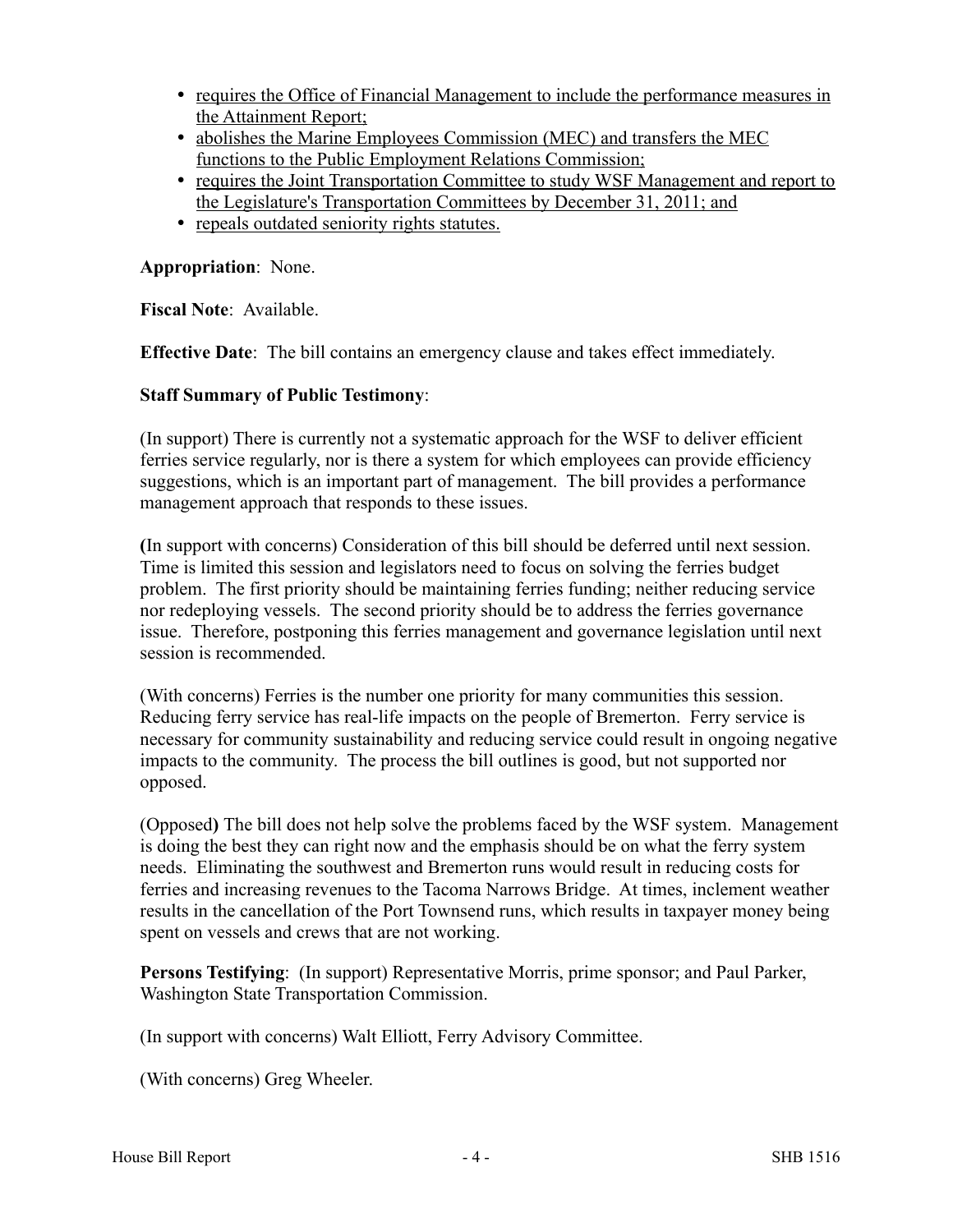- requires the Office of Financial Management to include the performance measures in the Attainment Report;
- abolishes the Marine Employees Commission (MEC) and transfers the MEC functions to the Public Employment Relations Commission;
- requires the Joint Transportation Committee to study WSF Management and report to the Legislature's Transportation Committees by December 31, 2011; and
- repeals outdated seniority rights statutes.

**Appropriation**: None.

**Fiscal Note**: Available.

**Effective Date**: The bill contains an emergency clause and takes effect immediately.

**Staff Summary of Public Testimony**:

(In support) There is currently not a systematic approach for the WSF to deliver efficient ferries service regularly, nor is there a system for which employees can provide efficiency suggestions, which is an important part of management. The bill provides a performance management approach that responds to these issues.

(In support with concerns) Consideration of this bill should be deferred until next session. Time is limited this session and legislators need to focus on solving the ferries budget problem. The first priority should be maintaining ferries funding; neither reducing service nor redeploying vessels. The second priority should be to address the ferries governance issue. Therefore, postponing this ferries management and governance legislation until next session is recommended.

(With concerns) Ferries is the number one priority for many communities this session. Reducing ferry service has real-life impacts on the people of Bremerton. Ferry service is necessary for community sustainability and reducing service could result in ongoing negative impacts to the community. The process the bill outlines is good, but not supported nor opposed.

(Opposed) The bill does not help solve the problems faced by the WSF system. Management is doing the best they can right now and the emphasis should be on what the ferry system needs. Eliminating the southwest and Bremerton runs would result in reducing costs for ferries and increasing revenues to the Tacoma Narrows Bridge. At times, inclement weather results in the cancellation of the Port Townsend runs, which results in taxpayer money being spent on vessels and crews that are not working.

**Persons Testifying**: (In support) Representative Morris, prime sponsor; and Paul Parker, Washington State Transportation Commission.

(In support with concerns) Walt Elliott, Ferry Advisory Committee.

(With concerns) Greg Wheeler.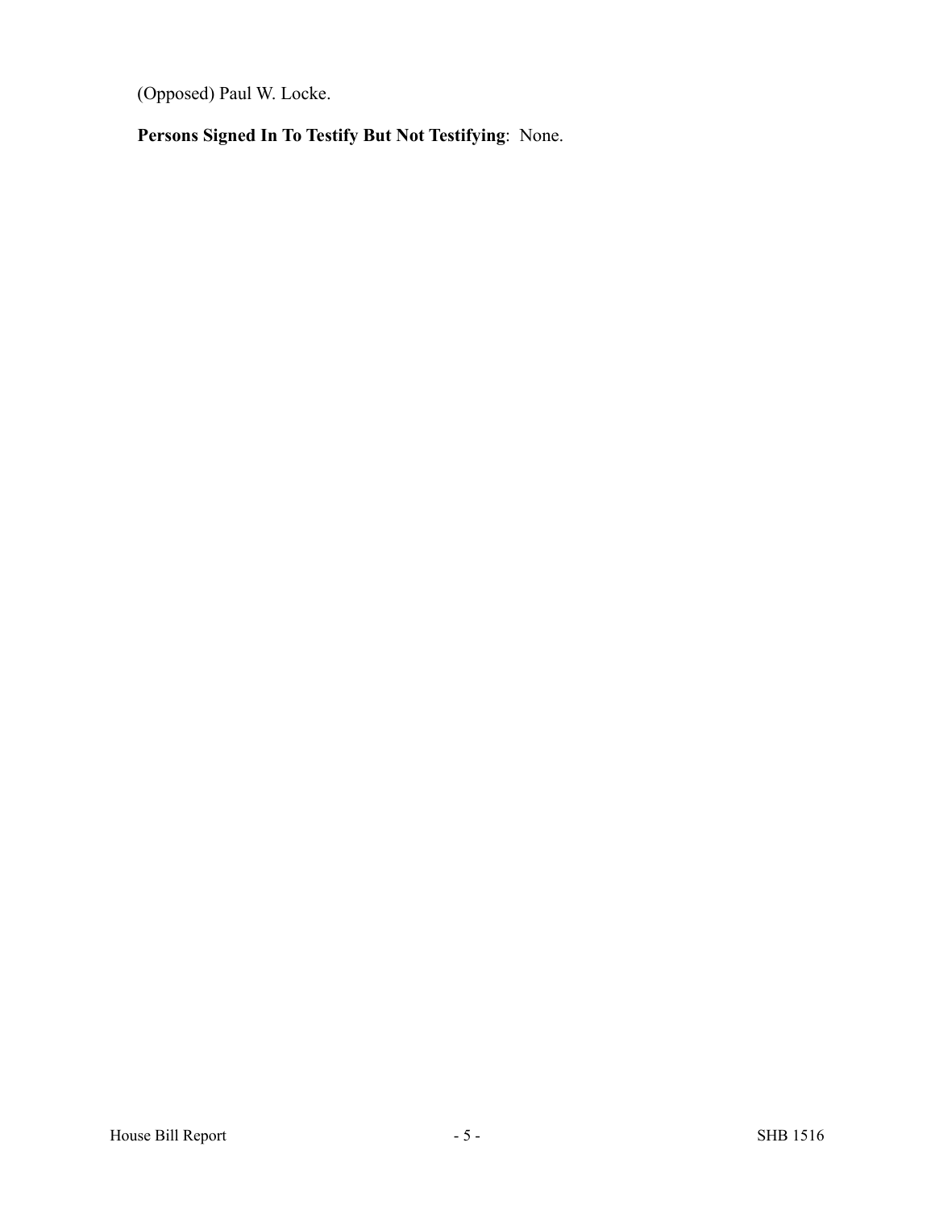(Opposed) Paul W. Locke.

**Persons Signed In To Testify But Not Testifying**: None.